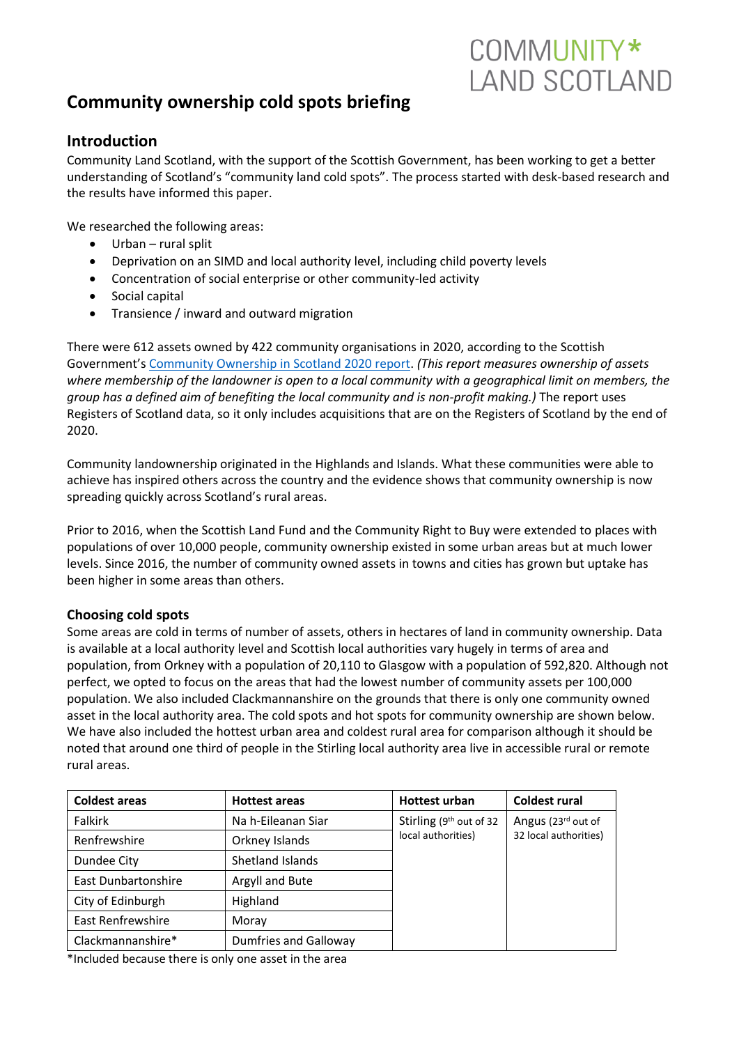# Community ownership cold spots briefing

## Introduction

Community Land Scotland, with the support of the Scottish Government, has been working to get a better understanding of Scotland's "community land cold spots". The process started with desk-based research and the results have informed this paper.

We researched the following areas:

- Urban – rural split
- Deprivation on an SIMD and local authority level, including child poverty levels
- Concentration of social enterprise or other community-led activity
- Social capital
- Transience / inward and outward migration

There were 612 assets owned by 422 community organisations in 2020, according to the Scottish Government's Community Ownership in Scotland 2020 report. *(This report measures ownership of assets where membership of the landowner is open to a local community with a geographical limit on members, the group has a defined aim of benefiting the local community and is non-profit making.)* The report uses Registers of Scotland data, so it only includes acquisitions that are on the Registers of Scotland by the end of 2020.

Community landownership originated in the Highlands and Islands. What these communities were able to achieve has inspired others across the country and the evidence shows that community ownership is now spreading quickly across Scotland's rural areas.

Prior to 2016, when the Scottish Land Fund and the Community Right to Buy were extended to places with populations of over 10,000 people, community ownership existed in some urban areas but at much lower levels. Since 2016, the number of community owned assets in towns and cities has grown but uptake has been higher in some areas than others.

### Choosing cold spots

Some areas are cold in terms of number of assets, others in hectares of land in community ownership. Data is available at a local authority level and Scottish local authorities vary hugely in terms of area and population, from Orkney with a population of 20,110 to Glasgow with a population of 592,820. Although not perfect, we opted to focus on the areas that had the lowest number of community assets per 100,000 population. We also included Clackmannanshire on the grounds that there is only one community owned asset in the local authority area. The cold spots and hot spots for community ownership are shown below. We have also included the hottest urban area and coldest rural area for comparison although it should be noted that around one third of people in the Stirling local authority area live in accessible rural or remote rural areas.

| Coldest areas | Hottest areas | Hottest urban | Coldest rural |
|---|---|---|---|
| Falkirk | Na h-Eileanan Siar | Stirling (9th out of 32 local authorities) | Angus (23rd out of 32 local authorities) |
| Renfrewshire | Orkney Islands | | |
| Dundee City | Shetland Islands | | |
| East Dunbartonshire | Argyll and Bute | | |
| City of Edinburgh | Highland | | |
| East Renfrewshire | Moray | | |
| Clackmannanshire* | Dumfries and Galloway | | |

*Included because there is only one asset in the area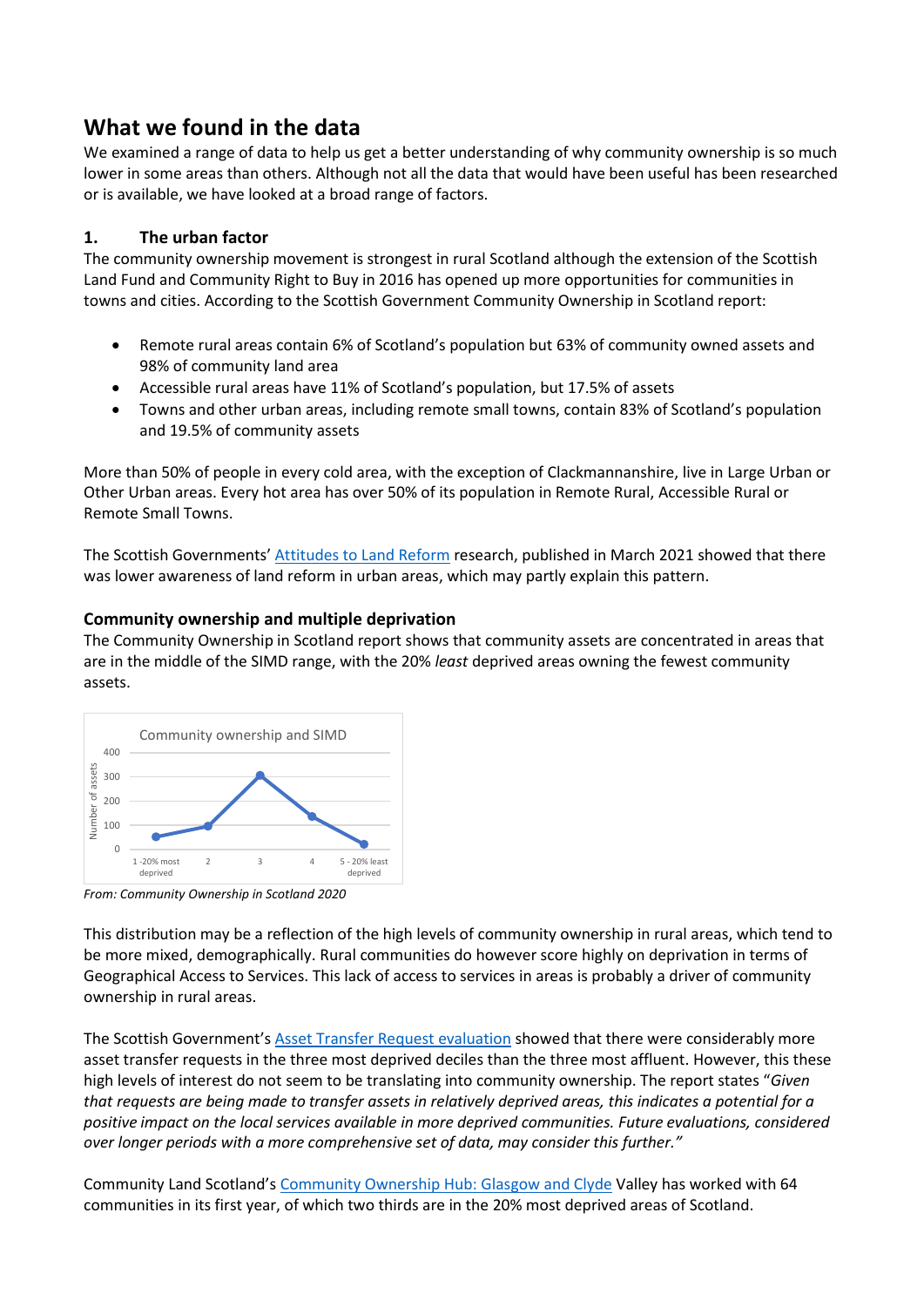## What we found in the data

We examined a range of data to help us get a better understanding of why community ownership is so much lower in some areas than others. Although not all the data that would have been useful has been researched or is available, we have looked at a broad range of factors.

### 1. The urban factor

The community ownership movement is strongest in rural Scotland although the extension of the Scottish Land Fund and Community Right to Buy in 2016 has opened up more opportunities for communities in towns and cities. According to the Scottish Government Community Ownership in Scotland report:

- Remote rural areas contain 6% of Scotland's population but 63% of community owned assets and 98% of community land area
- Accessible rural areas have 11% of Scotland's population, but 17.5% of assets
- Towns and other urban areas, including remote small towns, contain 83% of Scotland's population and 19.5% of community assets

More than 50% of people in every cold area, with the exception of Clackmannanshire, live in Large Urban or Other Urban areas. Every hot area has over 50% of its population in Remote Rural, Accessible Rural or Remote Small Towns.

The Scottish Governments' Attitudes to Land Reform research, published in March 2021 showed that there was lower awareness of land reform in urban areas, which may partly explain this pattern.

### Community ownership and multiple deprivation

The Community Ownership in Scotland report shows that community assets are concentrated in areas that are in the middle of the SIMD range, with the 20% *least* deprived areas owning the fewest community assets.

*From: Community Ownership in Scotland 2020*

This distribution may be a reflection of the high levels of community ownership in rural areas, which tend to be more mixed, demographically. Rural communities do however score highly on deprivation in terms of Geographical Access to Services. This lack of access to services in areas is probably a driver of community ownership in rural areas.

The Scottish Government's Asset Transfer Request evaluation showed that there were considerably more asset transfer requests in the three most deprived deciles than the three most affluent. However, this these high levels of interest do not seem to be translating into community ownership. The report states "*Given that requests are being made to transfer assets in relatively deprived areas, this indicates a potential for a positive impact on the local services available in more deprived communities. Future evaluations, considered over longer periods with a more comprehensive set of data, may consider this further.*"

Community Land Scotland's Community Ownership Hub: Glasgow and Clyde Valley has worked with 64 communities in its first year, of which two thirds are in the 20% most deprived areas of Scotland.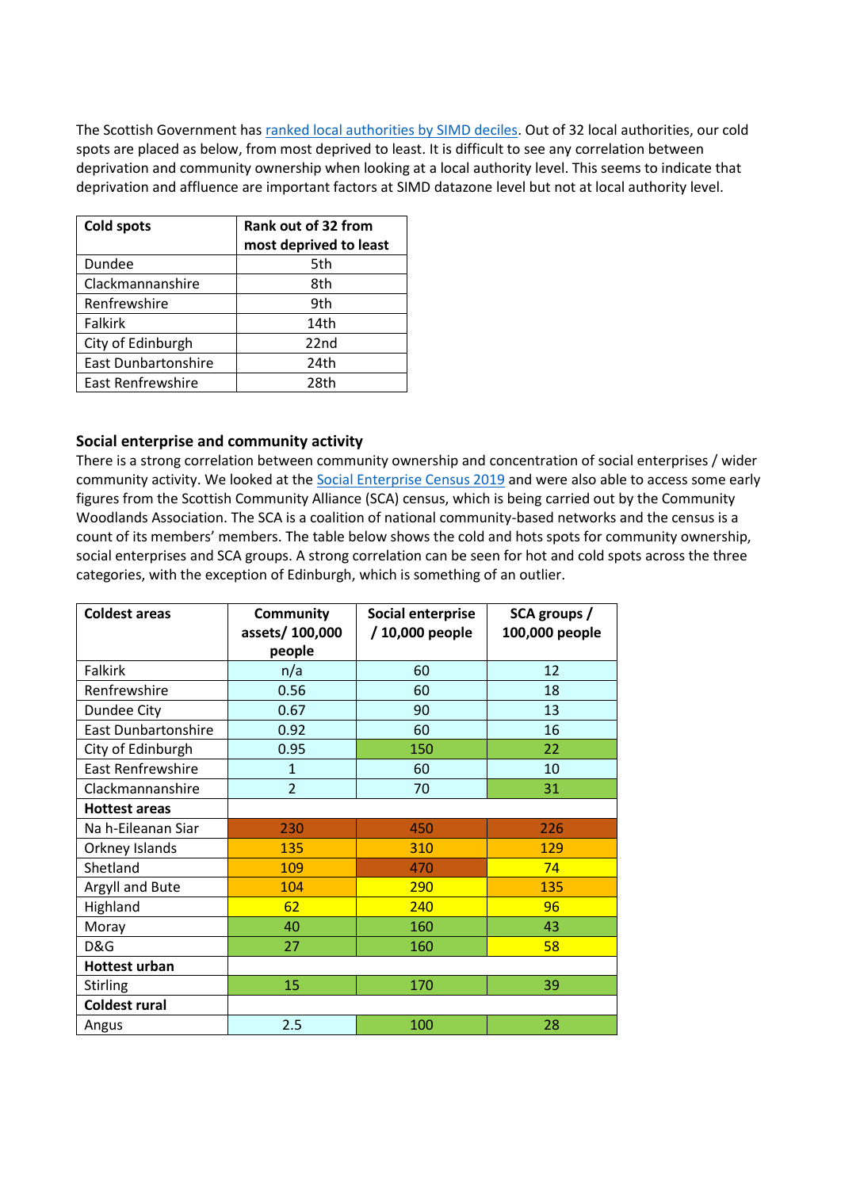The Scottish Government has ranked local authorities by SIMD deciles. Out of 32 local authorities, our cold spots are placed as below, from most deprived to least. It is difficult to see any correlation between deprivation and community ownership when looking at a local authority level. This seems to indicate that deprivation and affluence are important factors at SIMD datazone level but not at local authority level.

| Cold spots | Rank out of 32 from most deprived to least |
|---|---|
| Dundee | 5th |
| Clackmannanshire | 8th |
| Renfrewshire | 9th |
| Falkirk | 14th |
| City of Edinburgh | 22nd |
| East Dunbartonshire | 24th |
| East Renfrewshire | 28th |

### Social enterprise and community activity

There is a strong correlation between community ownership and concentration of social enterprises / wider community activity. We looked at the Social Enterprise Census 2019 and were also able to access some early figures from the Scottish Community Alliance (SCA) census, which is being carried out by the Community Woodlands Association. The SCA is a coalition of national community-based networks and the census is a count of its members' members. The table below shows the cold and hots spots for community ownership, social enterprises and SCA groups. A strong correlation can be seen for hot and cold spots across the three categories, with the exception of Edinburgh, which is something of an outlier.

| Coldest areas | Community assets/ 100,000 people | Social enterprise / 10,000 people | SCA groups / 100,000 people |
|---|---|---|---|
| Falkirk | n/a | 60 | 12 |
| Renfrewshire | 0.56 | 60 | 18 |
| Dundee City | 0.67 | 90 | 13 |
| East Dunbartonshire | 0.92 | 60 | 16 |
| City of Edinburgh | 0.95 | 150 | 22 |
| East Renfrewshire | 1 | 60 | 10 |
| Clackmannanshire | 2 | 70 | 31 |
| **Hottest areas** | | | |
| Na h-Eileanan Siar | 230 | 450 | 226 |
| Orkney Islands | 135 | 310 | 129 |
| Shetland | 109 | 470 | 74 |
| Argyll and Bute | 104 | 290 | 135 |
| Highland | 62 | 240 | 96 |
| Moray | 40 | 160 | 43 |
| D&G | 27 | 160 | 58 |
| **Hottest urban** | | | |
| Stirling | 15 | 170 | 39 |
| **Coldest rural** | | | |
| Angus | 2.5 | 100 | 28 |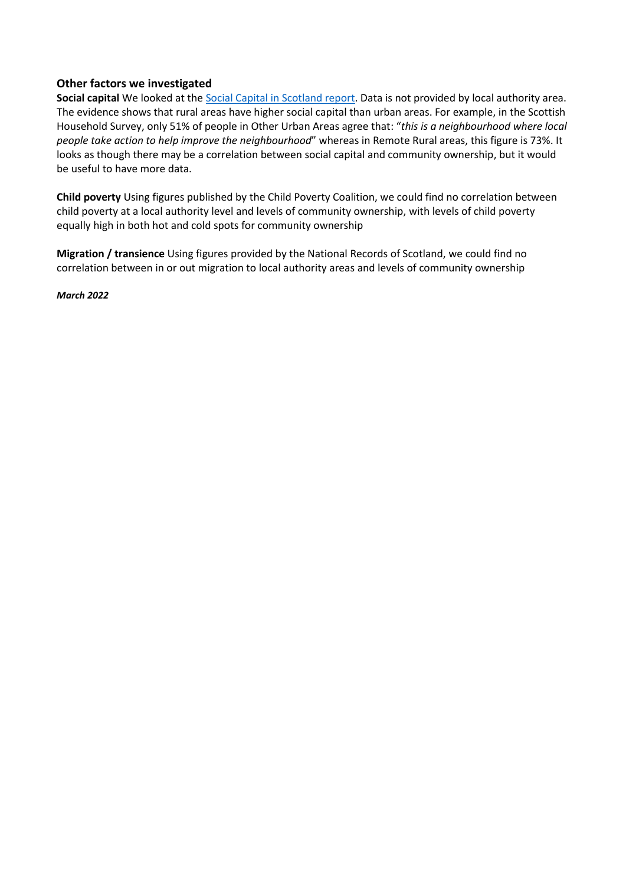### Other factors we investigated

**Social capital** We looked at the [Social Capital in Scotland report](). Data is not provided by local authority area. The evidence shows that rural areas have higher social capital than urban areas. For example, in the Scottish Household Survey, only 51% of people in Other Urban Areas agree that: "*this is a neighbourhood where local people take action to help improve the neighbourhood*" whereas in Remote Rural areas, this figure is 73%. It looks as though there may be a correlation between social capital and community ownership, but it would be useful to have more data.

**Child poverty** Using figures published by the Child Poverty Coalition, we could find no correlation between child poverty at a local authority level and levels of community ownership, with levels of child poverty equally high in both hot and cold spots for community ownership

**Migration / transience** Using figures provided by the National Records of Scotland, we could find no correlation between in or out migration to local authority areas and levels of community ownership

***March 2022***